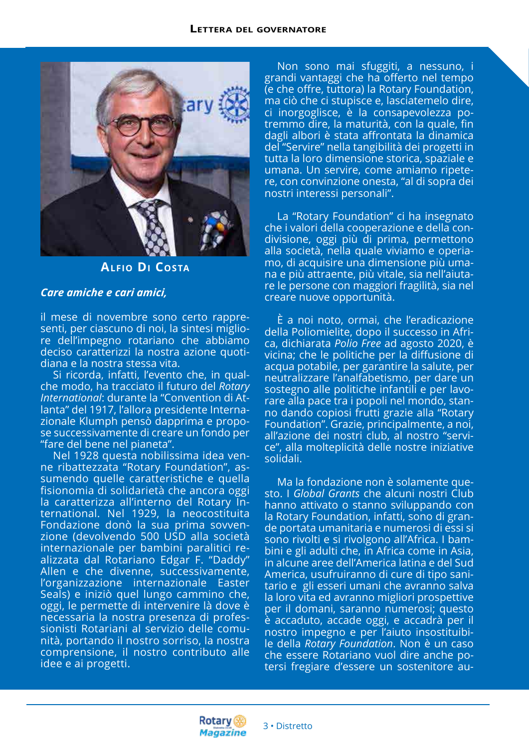# Lettera del governatore

**Alfio Di Costa**

***Care amiche e cari amici,***

il mese di novembre sono certo rappresenti, per ciascuno di noi, la sintesi migliore dell'impegno rotariano che abbiamo deciso caratterizzi la nostra azione quotidiana e la nostra stessa vita.

Si ricorda, infatti, l'evento che, in qualche modo, ha tracciato il futuro del *Rotary International*: durante la "Convention di Atlanta" del 1917, l'allora presidente Internazionale Klumph pensò dapprima e propose successivamente di creare un fondo per "fare del bene nel pianeta".

Nel 1928 questa nobilissima idea venne ribattezzata "Rotary Foundation", assumendo quelle caratteristiche e quella fisionomia di solidarietà che ancora oggi la caratterizza all'interno del Rotary International. Nel 1929, la neocostituita Fondazione donò la sua prima sovvenzione (devolvendo 500 USD alla società internazionale per bambini paralitici realizzata dal Rotariano Edgar F. "Daddy" Allen e che divenne, successivamente, l'organizzazione internazionale Easter Seals) e iniziò quel lungo cammino che, oggi, le permette di intervenire là dove è necessaria la nostra presenza di professionisti Rotariani al servizio delle comunità, portando il nostro sorriso, la nostra comprensione, il nostro contributo alle idee e ai progetti.

Non sono mai sfuggiti, a nessuno, i grandi vantaggi che ha offerto nel tempo (e che offre, tuttora) la Rotary Foundation, ma ciò che ci stupisce e, lasciatemelo dire, ci inorgoglisce, è la consapevolezza potremmo dire, la maturità, con la quale, fin dagli albori è stata affrontata la dinamica del "Servire" nella tangibilità dei progetti in tutta la loro dimensione storica, spaziale e umana. Un servire, come amiamo ripetere, con convinzione onesta, "al di sopra dei nostri interessi personali".

La "Rotary Foundation" ci ha insegnato che i valori della cooperazione e della condivisione, oggi più di prima, permettono alla società, nella quale viviamo e operiamo, di acquisire una dimensione più umana e più attraente, più vitale, sia nell'aiutare le persone con maggiori fragilità, sia nel creare nuove opportunità.

È a noi noto, ormai, che l'eradicazione della Poliomielite, dopo il successo in Africa, dichiarata *Polio Free* ad agosto 2020, è vicina; che le politiche per la diffusione di acqua potabile, per garantire la salute, per neutralizzare l'analfabetismo, per dare un sostegno alle politiche infantili e per lavorare alla pace tra i popoli nel mondo, stanno dando copiosi frutti grazie alla "Rotary Foundation". Grazie, principalmente, a noi, all'azione dei nostri club, al nostro "service", alla molteplicità delle nostre iniziative solidali.

Ma la fondazione non è solamente questo. I *Global Grants* che alcuni nostri Club hanno attivato o stanno sviluppando con la Rotary Foundation, infatti, sono di grande portata umanitaria e numerosi di essi si sono rivolti e si rivolgono all'Africa. I bambini e gli adulti che, in Africa come in Asia, in alcune aree dell'America latina e del Sud America, usufruiranno di cure di tipo sanitario e gli esseri umani che avranno salva la loro vita ed avranno migliori prospettive per il domani, saranno numerosi; questo è accaduto, accade oggi, e accadrà per il nostro impegno e per l'aiuto insostituibile della *Rotary Foundation*. Non è un caso che essere Rotariano vuol dire anche potersi fregiare d'essere un sostenitore au-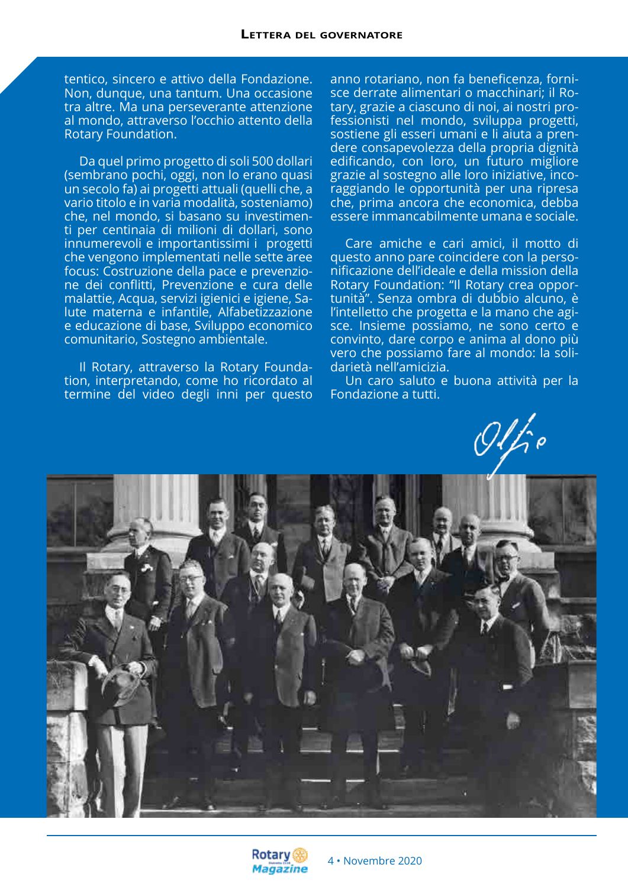tentico, sincero e attivo della Fondazione. Non, dunque, una tantum. Una occasione tra altre. Ma una perseverante attenzione al mondo, attraverso l'occhio attento della Rotary Foundation.

Da quel primo progetto di soli 500 dollari (sembrano pochi, oggi, non lo erano quasi un secolo fa) ai progetti attuali (quelli che, a vario titolo e in varia modalità, sosteniamo) che, nel mondo, si basano su investimenti per centinaia di milioni di dollari, sono innumerevoli e importantissimi i progetti che vengono implementati nelle sette aree focus: Costruzione della pace e prevenzione dei conflitti, Prevenzione e cura delle malattie, Acqua, servizi igienici e igiene, Salute materna e infantile, Alfabetizzazione e educazione di base, Sviluppo economico comunitario, Sostegno ambientale.

Il Rotary, attraverso la Rotary Foundation, interpretando, come ho ricordato al termine del video degli inni per questo anno rotariano, non fa beneficenza, fornisce derrate alimentari o macchinari; il Rotary, grazie a ciascuno di noi, ai nostri professionisti nel mondo, sviluppa progetti, sostiene gli esseri umani e li aiuta a prendere consapevolezza della propria dignità edificando, con loro, un futuro migliore grazie al sostegno alle loro iniziative, incoraggiando le opportunità per una ripresa che, prima ancora che economica, debba essere immancabilmente umana e sociale.

Care amiche e cari amici, il motto di questo anno pare coincidere con la personificazione dell'ideale e della mission della Rotary Foundation: "Il Rotary crea opportunità". Senza ombra di dubbio alcuno, è l'intelletto che progetta e la mano che agisce. Insieme possiamo, ne sono certo e convinto, dare corpo e anima al dono più vero che possiamo fare al mondo: la solidarietà nell'amicizia.

Un caro saluto e buona attività per la Fondazione a tutti.

Olfio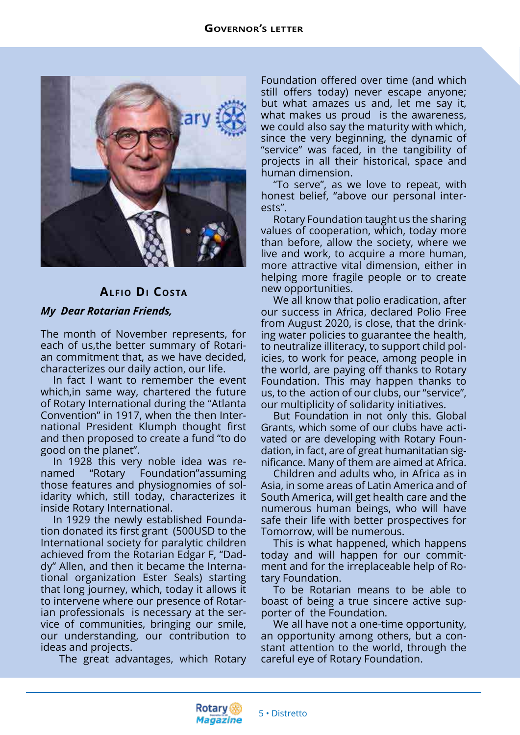## Governor's letter

### Alfio Di Costa

***My Dear Rotarian Friends,***

The month of November represents, for each of us,the better summary of Rotarian commitment that, as we have decided, characterizes our daily action, our life.

In fact I want to remember the event which,in same way, chartered the future of Rotary International during the "Atlanta Convention" in 1917, when the then International President Klumph thought first and then proposed to create a fund "to do good on the planet".

In 1928 this very noble idea was renamed "Rotary Foundation"assuming those features and physiognomies of solidarity which, still today, characterizes it inside Rotary International.

In 1929 the newly established Foundation donated its first grant (500USD to the International society for paralytic children achieved from the Rotarian Edgar F, "Daddy" Allen, and then it became the International organization Ester Seals) starting that long journey, which, today it allows it to intervene where our presence of Rotarian professionals is necessary at the service of communities, bringing our smile, our understanding, our contribution to ideas and projects.

The great advantages, which Rotary Foundation offered over time (and which still offers today) never escape anyone; but what amazes us and, let me say it, what makes us proud is the awareness, we could also say the maturity with which, since the very beginning, the dynamic of "service" was faced, in the tangibility of projects in all their historical, space and human dimension.

"To serve", as we love to repeat, with honest belief, "above our personal interests".

Rotary Foundation taught us the sharing values of cooperation, which, today more than before, allow the society, where we live and work, to acquire a more human, more attractive vital dimension, either in helping more fragile people or to create new opportunities.

We all know that polio eradication, after our success in Africa, declared Polio Free from August 2020, is close, that the drinking water policies to guarantee the health, to neutralize illiteracy, to support child policies, to work for peace, among people in the world, are paying off thanks to Rotary Foundation. This may happen thanks to us, to the action of our clubs, our "service", our multiplicity of solidarity initiatives.

But Foundation in not only this. Global Grants, which some of our clubs have activated or are developing with Rotary Foundation, in fact, are of great humanitatian significance. Many of them are aimed at Africa.

Children and adults who, in Africa as in Asia, in some areas of Latin America and of South America, will get health care and the numerous human beings, who will have safe their life with better prospectives for Tomorrow, will be numerous.

This is what happened, which happens today and will happen for our commitment and for the irreplaceable help of Rotary Foundation.

To be Rotarian means to be able to boast of being a true sincere active supporter of the Foundation.

We all have not a one-time opportunity, an opportunity among others, but a constant attention to the world, through the careful eye of Rotary Foundation.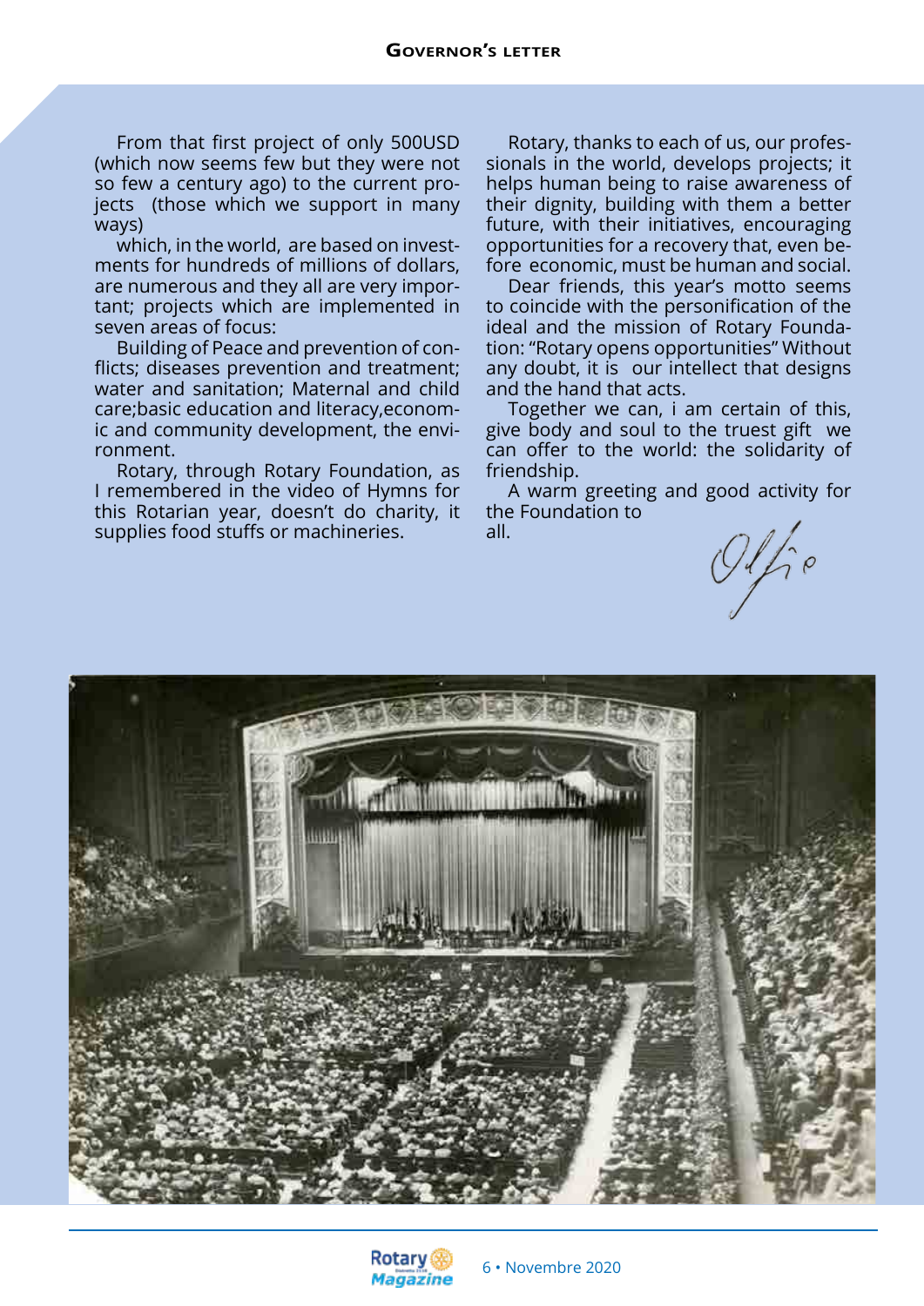From that first project of only 500USD (which now seems few but they were not so few a century ago) to the current projects (those which we support in many ways)

which, in the world, are based on investments for hundreds of millions of dollars, are numerous and they all are very important; projects which are implemented in seven areas of focus:

Building of Peace and prevention of conflicts; diseases prevention and treatment; water and sanitation; Maternal and child care;basic education and literacy,economic and community development, the environment.

Rotary, through Rotary Foundation, as I remembered in the video of Hymns for this Rotarian year, doesn't do charity, it supplies food stuffs or machineries.

Rotary, thanks to each of us, our professionals in the world, develops projects; it helps human being to raise awareness of their dignity, building with them a better future, with their initiatives, encouraging opportunities for a recovery that, even before economic, must be human and social.

Dear friends, this year's motto seems to coincide with the personification of the ideal and the mission of Rotary Foundation: "Rotary opens opportunities" Without any doubt, it is our intellect that designs and the hand that acts.

Together we can, i am certain of this, give body and soul to the truest gift we can offer to the world: the solidarity of friendship.

A warm greeting and good activity for the Foundation to all.

*Olfio*